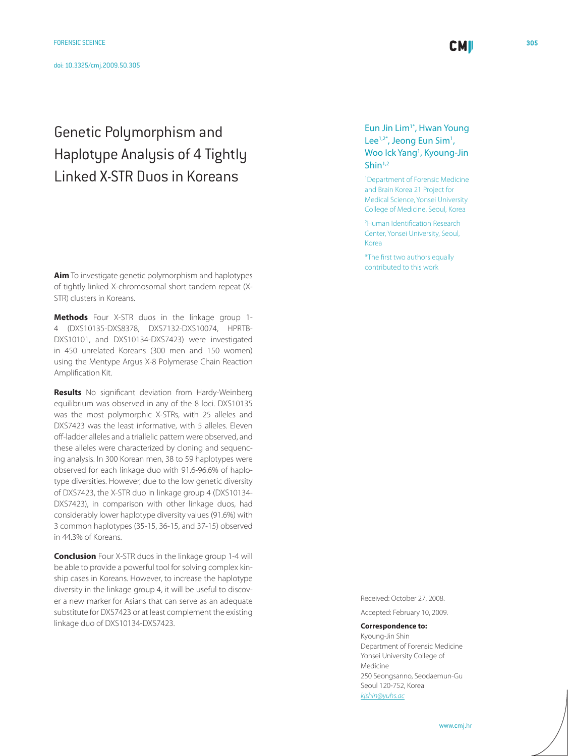FORENSIC SCEINCE

doi: 10.3325/cmj.2009.50.305

# Genetic Polymorphism and Haplotype Analysis of 4 Tightly Linked X-STR Duos in Koreans

Eun Jin Lim[1*], Hwan Young Lee[1,2*], Jeong Eun Sim[1], Woo Ick Yang[1], Kyoung-Jin Shin[1,2]

[1]Department of Forensic Medicine and Brain Korea 21 Project for Medical Science, Yonsei University College of Medicine, Seoul, Korea

[2]Human Identification Research Center, Yonsei University, Seoul, Korea

*The first two authors equally contributed to this work

**Aim** To investigate genetic polymorphism and haplotypes of tightly linked X-chromosomal short tandem repeat (X-STR) clusters in Koreans.

**Methods** Four X-STR duos in the linkage group 1-4 (DXS10135-DXS8378, DXS7132-DXS10074, HPRTB-DXS10101, and DXS10134-DXS7423) were investigated in 450 unrelated Koreans (300 men and 150 women) using the Mentype Argus X-8 Polymerase Chain Reaction Amplification Kit.

**Results** No significant deviation from Hardy-Weinberg equilibrium was observed in any of the 8 loci. DXS10135 was the most polymorphic X-STRs, with 25 alleles and DXS7423 was the least informative, with 5 alleles. Eleven off-ladder alleles and a triallelic pattern were observed, and these alleles were characterized by cloning and sequencing analysis. In 300 Korean men, 38 to 59 haplotypes were observed for each linkage duo with 91.6-96.6% of haplotype diversities. However, due to the low genetic diversity of DXS7423, the X-STR duo in linkage group 4 (DXS10134-DXS7423), in comparison with other linkage duos, had considerably lower haplotype diversity values (91.6%) with 3 common haplotypes (35-15, 36-15, and 37-15) observed in 44.3% of Koreans.

**Conclusion** Four X-STR duos in the linkage group 1-4 will be able to provide a powerful tool for solving complex kinship cases in Koreans. However, to increase the haplotype diversity in the linkage group 4, it will be useful to discover a new marker for Asians that can serve as an adequate substitute for DXS7423 or at least complement the existing linkage duo of DXS10134-DXS7423.

Received: October 27, 2008.

Accepted: February 10, 2009.

**Correspondence to:**
Kyoung-Jin Shin
Department of Forensic Medicine
Yonsei University College of Medicine
250 Seongsanno, Seodaemun-Gu
Seoul 120-752, Korea
*kjshin@yuhs.ac*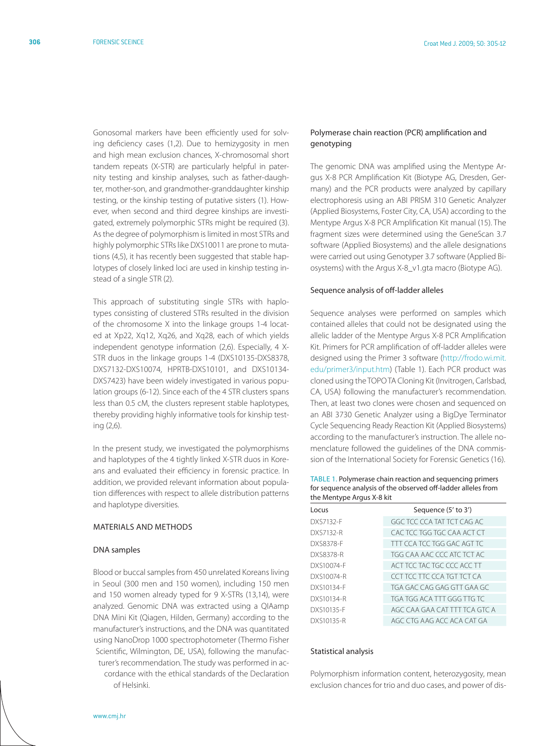Gonosomal markers have been efficiently used for solving deficiency cases (1,2). Due to hemizygosity in men and high mean exclusion chances, X-chromosomal short tandem repeats (X-STR) are particularly helpful in paternity testing and kinship analyses, such as father-daughter, mother-son, and grandmother-granddaughter kinship testing, or the kinship testing of putative sisters (1). However, when second and third degree kinships are investigated, extremely polymorphic STRs might be required (3). As the degree of polymorphism is limited in most STRs and highly polymorphic STRs like DXS10011 are prone to mutations (4,5), it has recently been suggested that stable haplotypes of closely linked loci are used in kinship testing instead of a single STR (2).

This approach of substituting single STRs with haplotypes consisting of clustered STRs resulted in the division of the chromosome X into the linkage groups 1-4 located at Xp22, Xq12, Xq26, and Xq28, each of which yields independent genotype information (2,6). Especially, 4 X-STR duos in the linkage groups 1-4 (DXS10135-DXS8378, DXS7132-DXS10074, HPRTB-DXS10101, and DXS10134-DXS7423) have been widely investigated in various population groups (6-12). Since each of the 4 STR clusters spans less than 0.5 cM, the clusters represent stable haplotypes, thereby providing highly informative tools for kinship testing (2,6).

In the present study, we investigated the polymorphisms and haplotypes of the 4 tightly linked X-STR duos in Koreans and evaluated their efficiency in forensic practice. In addition, we provided relevant information about population differences with respect to allele distribution patterns and haplotype diversities.

## MATERIALS AND METHODS

### DNA samples

Blood or buccal samples from 450 unrelated Koreans living in Seoul (300 men and 150 women), including 150 men and 150 women already typed for 9 X-STRs (13,14), were analyzed. Genomic DNA was extracted using a QIAamp DNA Mini Kit (Qiagen, Hilden, Germany) according to the manufacturer's instructions, and the DNA was quantitated using NanoDrop 1000 spectrophotometer (Thermo Fisher Scientific, Wilmington, DE, USA), following the manufacturer's recommendation. The study was performed in accordance with the ethical standards of the Declaration of Helsinki.

### Polymerase chain reaction (PCR) amplification and genotyping

The genomic DNA was amplified using the Mentype Argus X-8 PCR Amplification Kit (Biotype AG, Dresden, Germany) and the PCR products were analyzed by capillary electrophoresis using an ABI PRISM 310 Genetic Analyzer (Applied Biosystems, Foster City, CA, USA) according to the Mentype Argus X-8 PCR Amplification Kit manual (15). The fragment sizes were determined using the GeneScan 3.7 software (Applied Biosystems) and the allele designations were carried out using Genotyper 3.7 software (Applied Biosystems) with the Argus X-8_v1.gta macro (Biotype AG).

### Sequence analysis of off-ladder alleles

Sequence analyses were performed on samples which contained alleles that could not be designated using the allelic ladder of the Mentype Argus X-8 PCR Amplification Kit. Primers for PCR amplification of off-ladder alleles were designed using the Primer 3 software (http://frodo.wi.mit.edu/primer3/input.htm) (Table 1). Each PCR product was cloned using the TOPO TA Cloning Kit (Invitrogen, Carlsbad, CA, USA) following the manufacturer's recommendation. Then, at least two clones were chosen and sequenced on an ABI 3730 Genetic Analyzer using a BigDye Terminator Cycle Sequencing Ready Reaction Kit (Applied Biosystems) according to the manufacturer's instruction. The allele nomenclature followed the guidelines of the DNA commission of the International Society for Forensic Genetics (16).

TABLE 1. Polymerase chain reaction and sequencing primers for sequence analysis of the observed off-ladder alleles from the Mentype Argus X-8 kit

| Locus | Sequence (5' to 3') |
|---|---|
| DXS7132-F | GGC TCC CCA TAT TCT CAG AC |
| DXS7132-R | CAC TCC TGG TGC CAA ACT CT |
| DXS8378-F | TTT CCA TCC TGG GAC AGT TC |
| DXS8378-R | TGG CAA AAC CCC ATC TCT AC |
| DXS10074-F | ACT TCC TAC TGC CCC ACC TT |
| DXS10074-R | CCT TCC TTC CCA TGT TCT CA |
| DXS10134-F | TGA GAC CAG GAG GTT GAA GC |
| DXS10134-R | TGA TGG ACA TTT GGG TTG TC |
| DXS10135-F | AGC CAA GAA CAT TTT TCA GTC A |
| DXS10135-R | AGC CTG AAG ACC ACA CAT GA |

### Statistical analysis

Polymorphism information content, heterozygosity, mean exclusion chances for trio and duo cases, and power of dis-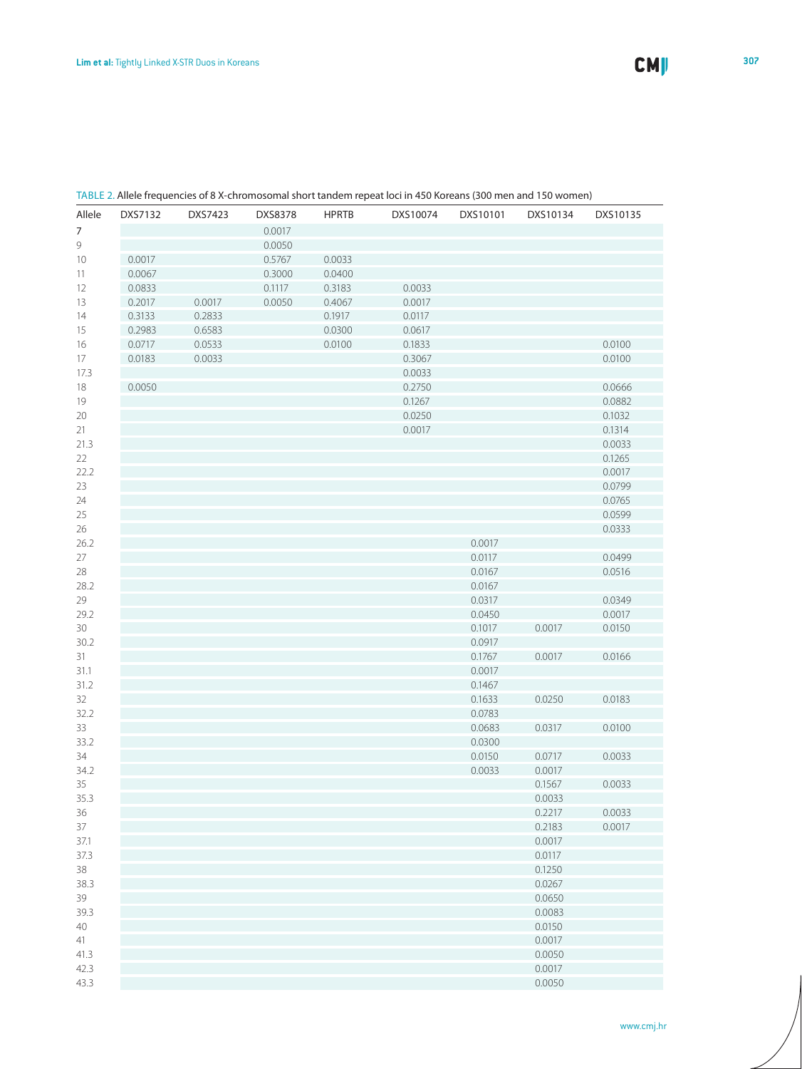TABLE 2. Allele frequencies of 8 X-chromosomal short tandem repeat loci in 450 Koreans (300 men and 150 women)

| Allele | DXS7132 | DXS7423 | DXS8378 | HPRTB | DXS10074 | DXS10101 | DXS10134 | DXS10135 |
|---|---|---|---|---|---|---|---|---|
| 7 | | | 0.0017 | | | | | |
| 9 | | | 0.0050 | | | | | |
| 10 | 0.0017 | | 0.5767 | 0.0033 | | | | |
| 11 | 0.0067 | | 0.3000 | 0.0400 | | | | |
| 12 | 0.0833 | | 0.1117 | 0.3183 | 0.0033 | | | |
| 13 | 0.2017 | 0.0017 | 0.0050 | 0.4067 | 0.0017 | | | |
| 14 | 0.3133 | 0.2833 | | 0.1917 | 0.0117 | | | |
| 15 | 0.2983 | 0.6583 | | 0.0300 | 0.0617 | | | |
| 16 | 0.0717 | 0.0533 | | 0.0100 | 0.1833 | | | 0.0100 |
| 17 | 0.0183 | 0.0033 | | | 0.3067 | | | 0.0100 |
| 17.3 | | | | | 0.0033 | | | |
| 18 | 0.0050 | | | | 0.2750 | | | 0.0666 |
| 19 | | | | | 0.1267 | | | 0.0882 |
| 20 | | | | | 0.0250 | | | 0.1032 |
| 21 | | | | | 0.0017 | | | 0.1314 |
| 21.3 | | | | | | | | 0.0033 |
| 22 | | | | | | | | 0.1265 |
| 22.2 | | | | | | | | 0.0017 |
| 23 | | | | | | | | 0.0799 |
| 24 | | | | | | | | 0.0765 |
| 25 | | | | | | | | 0.0599 |
| 26 | | | | | | | | 0.0333 |
| 26.2 | | | | | | 0.0017 | | |
| 27 | | | | | | 0.0117 | | 0.0499 |
| 28 | | | | | | 0.0167 | | 0.0516 |
| 28.2 | | | | | | 0.0167 | | |
| 29 | | | | | | 0.0317 | | 0.0349 |
| 29.2 | | | | | | 0.0450 | | 0.0017 |
| 30 | | | | | | 0.1017 | 0.0017 | 0.0150 |
| 30.2 | | | | | | 0.0917 | | |
| 31 | | | | | | 0.1767 | 0.0017 | 0.0166 |
| 31.1 | | | | | | 0.0017 | | |
| 31.2 | | | | | | 0.1467 | | |
| 32 | | | | | | 0.1633 | 0.0250 | 0.0183 |
| 32.2 | | | | | | 0.0783 | | |
| 33 | | | | | | 0.0683 | 0.0317 | 0.0100 |
| 33.2 | | | | | | 0.0300 | | |
| 34 | | | | | | 0.0150 | 0.0717 | 0.0033 |
| 34.2 | | | | | | 0.0033 | 0.0017 | |
| 35 | | | | | | | 0.1567 | 0.0033 |
| 35.3 | | | | | | | 0.0033 | |
| 36 | | | | | | | 0.2217 | 0.0033 |
| 37 | | | | | | | 0.2183 | 0.0017 |
| 37.1 | | | | | | | 0.0017 | |
| 37.3 | | | | | | | 0.0117 | |
| 38 | | | | | | | 0.1250 | |
| 38.3 | | | | | | | 0.0267 | |
| 39 | | | | | | | 0.0650 | |
| 39.3 | | | | | | | 0.0083 | |
| 40 | | | | | | | 0.0150 | |
| 41 | | | | | | | 0.0017 | |
| 41.3 | | | | | | | 0.0050 | |
| 42.3 | | | | | | | 0.0017 | |
| 43.3 | | | | | | | 0.0050 | |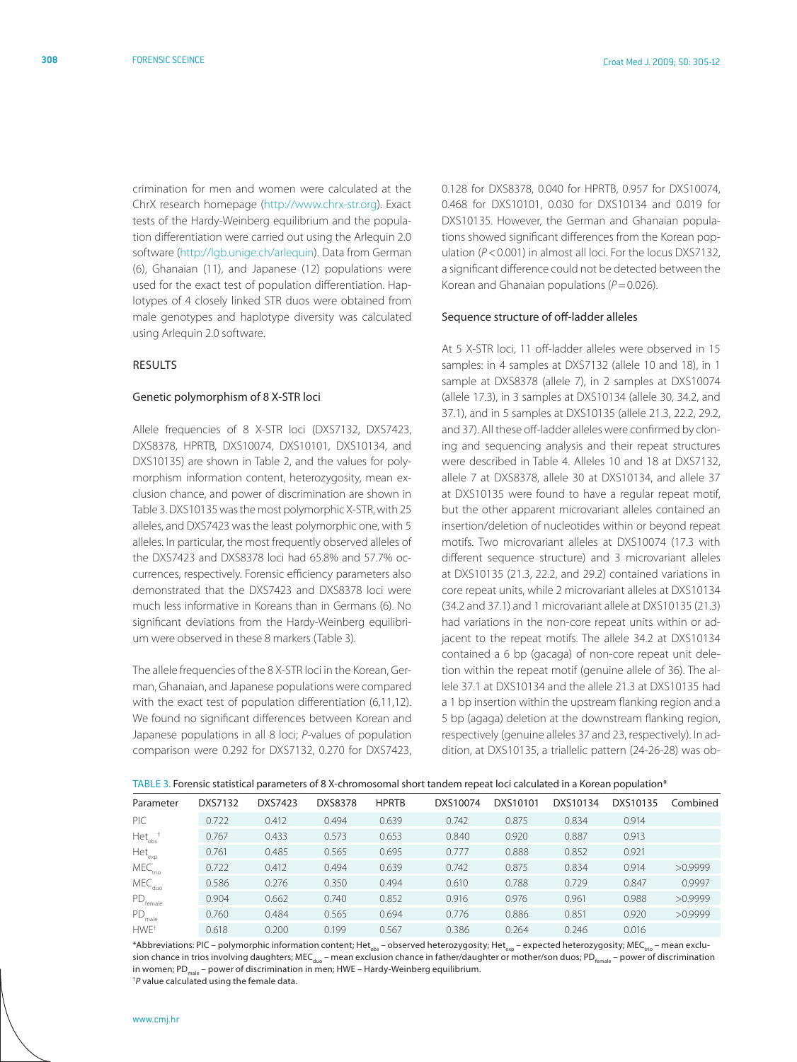crimination for men and women were calculated at the ChrX research homepage (http://www.chrx-str.org). Exact tests of the Hardy-Weinberg equilibrium and the population differentiation were carried out using the Arlequin 2.0 software (http://lgb.unige.ch/arlequin). Data from German (6), Ghanaian (11), and Japanese (12) populations were used for the exact test of population differentiation. Haplotypes of 4 closely linked STR duos were obtained from male genotypes and haplotype diversity was calculated using Arlequin 2.0 software.

## RESULTS

### Genetic polymorphism of 8 X-STR loci

Allele frequencies of 8 X-STR loci (DXS7132, DXS7423, DXS8378, HPRTB, DXS10074, DXS10101, DXS10134, and DXS10135) are shown in Table 2, and the values for polymorphism information content, heterozygosity, mean exclusion chance, and power of discrimination are shown in Table 3. DXS10135 was the most polymorphic X-STR, with 25 alleles, and DXS7423 was the least polymorphic one, with 5 alleles. In particular, the most frequently observed alleles of the DXS7423 and DXS8378 loci had 65.8% and 57.7% occurrences, respectively. Forensic efficiency parameters also demonstrated that the DXS7423 and DXS8378 loci were much less informative in Koreans than in Germans (6). No significant deviations from the Hardy-Weinberg equilibrium were observed in these 8 markers (Table 3).

The allele frequencies of the 8 X-STR loci in the Korean, German, Ghanaian, and Japanese populations were compared with the exact test of population differentiation (6,11,12). We found no significant differences between Korean and Japanese populations in all 8 loci; *P*-values of population comparison were 0.292 for DXS7132, 0.270 for DXS7423, 0.128 for DXS8378, 0.040 for HPRTB, 0.957 for DXS10074, 0.468 for DXS10101, 0.030 for DXS10134 and 0.019 for DXS10135. However, the German and Ghanaian populations showed significant differences from the Korean population ($P<0.001$) in almost all loci. For the locus DXS7132, a significant difference could not be detected between the Korean and Ghanaian populations ($P=0.026$).

### Sequence structure of off-ladder alleles

At 5 X-STR loci, 11 off-ladder alleles were observed in 15 samples: in 4 samples at DXS7132 (allele 10 and 18), in 1 sample at DXS8378 (allele 7), in 2 samples at DXS10074 (allele 17.3), in 3 samples at DXS10134 (allele 30, 34.2, and 37.1), and in 5 samples at DXS10135 (allele 21.3, 22.2, 29.2, and 37). All these off-ladder alleles were confirmed by cloning and sequencing analysis and their repeat structures were described in Table 4. Alleles 10 and 18 at DXS7132, allele 7 at DXS8378, allele 30 at DXS10134, and allele 37 at DXS10135 were found to have a regular repeat motif, but the other apparent microvariant alleles contained an insertion/deletion of nucleotides within or beyond repeat motifs. Two microvariant alleles at DXS10074 (17.3 with different sequence structure) and 3 microvariant alleles at DXS10135 (21.3, 22.2, and 29.2) contained variations in core repeat units, while 2 microvariant alleles at DXS10134 (34.2 and 37.1) and 1 microvariant allele at DXS10135 (21.3) had variations in the non-core repeat units within or adjacent to the repeat motifs. The allele 34.2 at DXS10134 contained a 6 bp (gacaga) of non-core repeat unit deletion within the repeat motif (genuine allele of 36). The allele 37.1 at DXS10134 and the allele 21.3 at DXS10135 had a 1 bp insertion within the upstream flanking region and a 5 bp (agaga) deletion at the downstream flanking region, respectively (genuine alleles 37 and 23, respectively). In addition, at DXS10135, a triallelic pattern (24-26-28) was ob-

TABLE 3. Forensic statistical parameters of 8 X-chromosomal short tandem repeat loci calculated in a Korean population*

| Parameter | DXS7132 | DXS7423 | DXS8378 | HPRTB | DXS10074 | DXS10101 | DXS10134 | DXS10135 | Combined |
|---|---|---|---|---|---|---|---|---|---|
| PIC | 0.722 | 0.412 | 0.494 | 0.639 | 0.742 | 0.875 | 0.834 | 0.914 | |
| $Het_{obs}$ † | 0.767 | 0.433 | 0.573 | 0.653 | 0.840 | 0.920 | 0.887 | 0.913 | |
| $Het_{exp}$ | 0.761 | 0.485 | 0.565 | 0.695 | 0.777 | 0.888 | 0.852 | 0.921 | |
| $MEC_{trio}$ | 0.722 | 0.412 | 0.494 | 0.639 | 0.742 | 0.875 | 0.834 | 0.914 | >0.9999 |
| $MEC_{duo}$ | 0.586 | 0.276 | 0.350 | 0.494 | 0.610 | 0.788 | 0.729 | 0.847 | 0.9997 |
| $PD_{female}$ | 0.904 | 0.662 | 0.740 | 0.852 | 0.916 | 0.976 | 0.961 | 0.988 | >0.9999 |
| $PD_{male}$ | 0.760 | 0.484 | 0.565 | 0.694 | 0.776 | 0.886 | 0.851 | 0.920 | >0.9999 |
| HWE† | 0.618 | 0.200 | 0.199 | 0.567 | 0.386 | 0.264 | 0.246 | 0.016 | |

*Abbreviations: PIC – polymorphic information content; $Het_{obs}$ – observed heterozygosity; $Het_{exp}$ – expected heterozygosity; $MEC_{trio}$ – mean exclusion chance in trios involving daughters; $MEC_{duo}$ – mean exclusion chance in father/daughter or mother/son duos; $PD_{female}$ – power of discrimination in women; $PD_{male}$ – power of discrimination in men; HWE – Hardy-Weinberg equilibrium.

†*P* value calculated using the female data.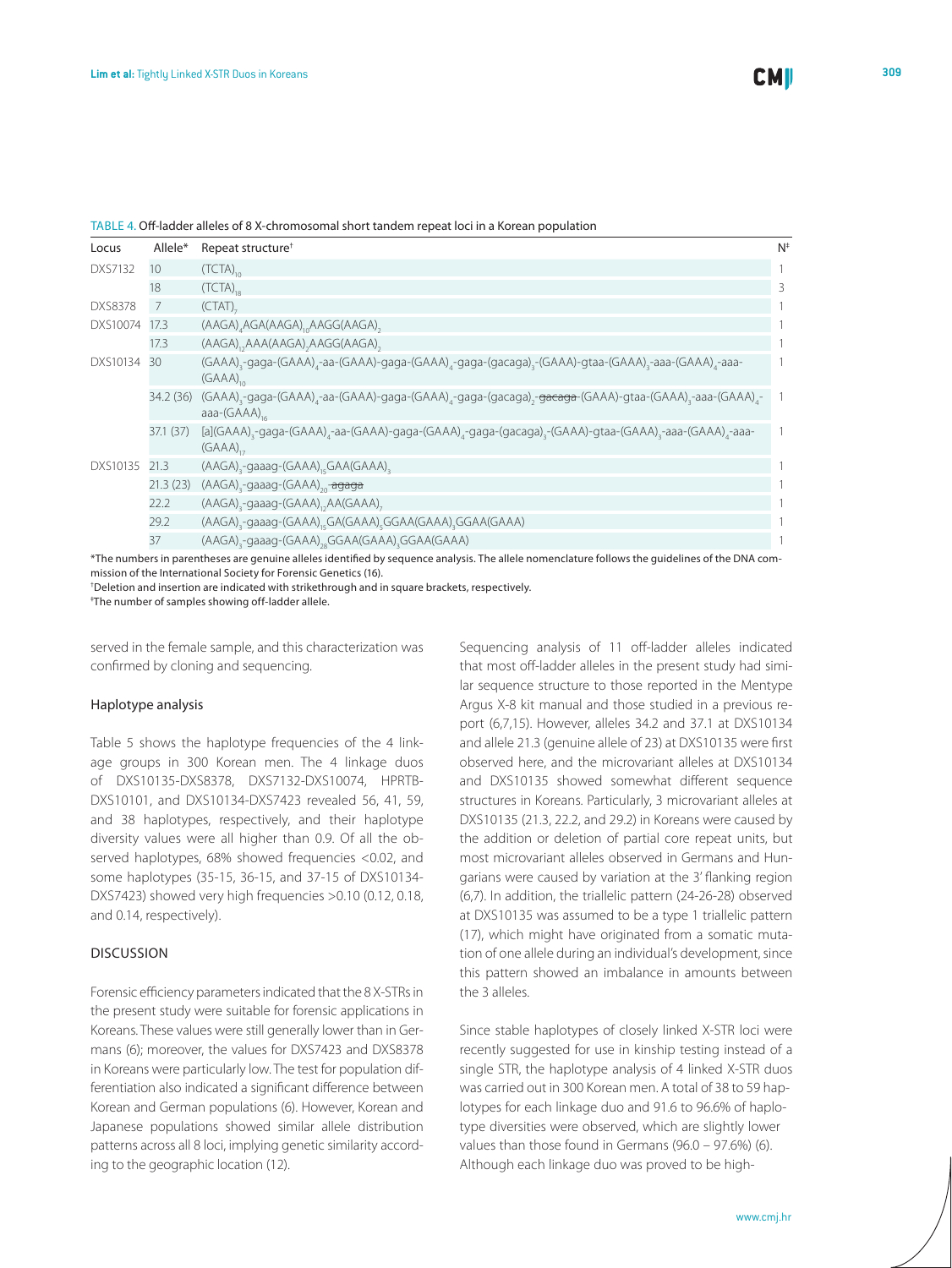TABLE 4. Off-ladder alleles of 8 X-chromosomal short tandem repeat loci in a Korean population

| Locus | Allele* | Repeat structure† | N‡ |
|---|---|---|---|
| DXS7132 | 10 | $(TCTA)_{10}$ | 1 |
| | 18 | $(TCTA)_{18}$ | 3 |
| DXS8378 | 7 | $(CTAT)_7$ | 1 |
| DXS10074 | 17.3 | $(AAGA)_4AGA(AAGA)_{10}AAGG(AAGA)_2$ | 1 |
| | 17.3 | $(AAGA)_{12}AAA(AAGA)_2AAGG(AAGA)_2$ | 1 |
| DXS10134 | 30 | $(GAAA)_3$-gaga-$(GAAA)_4$-aa-(GAAA)-gaga-$(GAAA)_4$-gaga-$(gacaga)_3$-(GAAA)-gtaa-$(GAAA)_3$-aaa-$(GAAA)_4$-aaa-$(GAAA)_{10}$ | 1 |
| | 34.2 (36) | $(GAAA)_3$-gaga-$(GAAA)_4$-aa-(GAAA)-gaga-$(GAAA)_4$-gaga-$(gacaga)_2$-~~gacaga~~-(GAAA)-gtaa-$(GAAA)_3$-aaa-$(GAAA)_4$-aaa-$(GAAA)_{16}$ | 1 |
| | 37.1 (37) | [a]$(GAAA)_3$-gaga-$(GAAA)_4$-aa-(GAAA)-gaga-$(GAAA)_4$-gaga-$(gacaga)_3$-(GAAA)-gtaa-$(GAAA)_3$-aaa-$(GAAA)_4$-aaa-$(GAAA)_{17}$ | 1 |
| DXS10135 | 21.3 | $(AAGA)_3$-gaaag-$(GAAA)_{15}GAA(GAAA)_3$ | 1 |
| | 21.3 (23) | $(AAGA)_3$-gaaag-$(GAAA)_{20}$-~~agaga~~ | 1 |
| | 22.2 | $(AAGA)_3$-gaaag-$(GAAA)_{12}AA(GAAA)_7$ | 1 |
| | 29.2 | $(AAGA)_3$-gaaag-$(GAAA)_{15}GA(GAAA)_5GGAA(GAAA)_3GGAA(GAAA)$ | 1 |
| | 37 | $(AAGA)_3$-gaaag-$(GAAA)_{28}GGAA(GAAA)_3GGAA(GAAA)$ | 1 |

*The numbers in parentheses are genuine alleles identified by sequence analysis. The allele nomenclature follows the guidelines of the DNA commission of the International Society for Forensic Genetics (16).

†Deletion and insertion are indicated with strikethrough and in square brackets, respectively.

‡The number of samples showing off-ladder allele.

served in the female sample, and this characterization was confirmed by cloning and sequencing.

### Haplotype analysis

Table 5 shows the haplotype frequencies of the 4 linkage groups in 300 Korean men. The 4 linkage duos of DXS10135-DXS8378, DXS7132-DXS10074, HPRTB-DXS10101, and DXS10134-DXS7423 revealed 56, 41, 59, and 38 haplotypes, respectively, and their haplotype diversity values were all higher than 0.9. Of all the observed haplotypes, 68% showed frequencies <0.02, and some haplotypes (35-15, 36-15, and 37-15 of DXS10134-DXS7423) showed very high frequencies >0.10 (0.12, 0.18, and 0.14, respectively).

## DISCUSSION

Forensic efficiency parameters indicated that the 8 X-STRs in the present study were suitable for forensic applications in Koreans. These values were still generally lower than in Germans (6); moreover, the values for DXS7423 and DXS8378 in Koreans were particularly low. The test for population differentiation also indicated a significant difference between Korean and German populations (6). However, Korean and Japanese populations showed similar allele distribution patterns across all 8 loci, implying genetic similarity according to the geographic location (12).

Sequencing analysis of 11 off-ladder alleles indicated that most off-ladder alleles in the present study had similar sequence structure to those reported in the Mentype Argus X-8 kit manual and those studied in a previous report (6,7,15). However, alleles 34.2 and 37.1 at DXS10134 and allele 21.3 (genuine allele of 23) at DXS10135 were first observed here, and the microvariant alleles at DXS10134 and DXS10135 showed somewhat different sequence structures in Koreans. Particularly, 3 microvariant alleles at DXS10135 (21.3, 22.2, and 29.2) in Koreans were caused by the addition or deletion of partial core repeat units, but most microvariant alleles observed in Germans and Hungarians were caused by variation at the 3' flanking region (6,7). In addition, the triallelic pattern (24-26-28) observed at DXS10135 was assumed to be a type 1 triallelic pattern (17), which might have originated from a somatic mutation of one allele during an individual's development, since this pattern showed an imbalance in amounts between the 3 alleles.

Since stable haplotypes of closely linked X-STR loci were recently suggested for use in kinship testing instead of a single STR, the haplotype analysis of 4 linked X-STR duos was carried out in 300 Korean men. A total of 38 to 59 haplotypes for each linkage duo and 91.6 to 96.6% of haplotype diversities were observed, which are slightly lower values than those found in Germans (96.0 – 97.6%) (6). Although each linkage duo was proved to be high-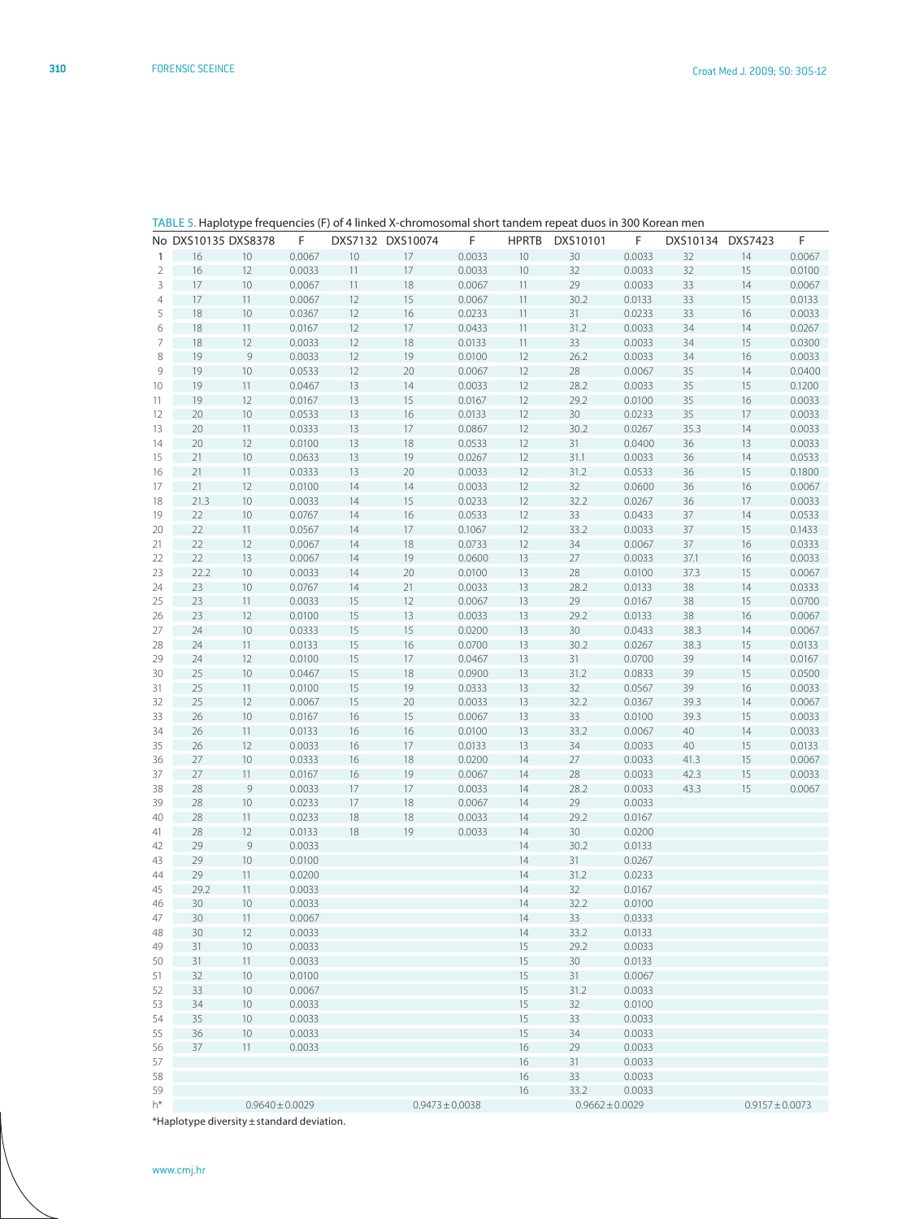TABLE 5. Haplotype frequencies (F) of 4 linked X-chromosomal short tandem repeat duos in 300 Korean men

| No | DXS10135 | DXS8378 | F | DXS7132 | DXS10074 | F | HPRTB | DXS10101 | F | DXS10134 | DXS7423 | F |
|---|---|---|---|---|---|---|---|---|---|---|---|---|
| 1 | 16 | 10 | 0.0067 | 10 | 17 | 0.0033 | 10 | 30 | 0.0033 | 32 | 14 | 0.0067 |
| 2 | 16 | 12 | 0.0033 | 11 | 17 | 0.0033 | 10 | 32 | 0.0033 | 32 | 15 | 0.0100 |
| 3 | 17 | 10 | 0.0067 | 11 | 18 | 0.0067 | 11 | 29 | 0.0033 | 33 | 14 | 0.0067 |
| 4 | 17 | 11 | 0.0067 | 12 | 15 | 0.0067 | 11 | 30.2 | 0.0133 | 33 | 15 | 0.0133 |
| 5 | 18 | 10 | 0.0367 | 12 | 16 | 0.0233 | 11 | 31 | 0.0233 | 33 | 16 | 0.0033 |
| 6 | 18 | 11 | 0.0167 | 12 | 17 | 0.0433 | 11 | 31.2 | 0.0033 | 34 | 14 | 0.0267 |
| 7 | 18 | 12 | 0.0033 | 12 | 18 | 0.0133 | 11 | 33 | 0.0033 | 34 | 15 | 0.0300 |
| 8 | 19 | 9 | 0.0033 | 12 | 19 | 0.0100 | 12 | 26.2 | 0.0033 | 34 | 16 | 0.0033 |
| 9 | 19 | 10 | 0.0533 | 12 | 20 | 0.0067 | 12 | 28 | 0.0067 | 35 | 14 | 0.0400 |
| 10 | 19 | 11 | 0.0467 | 13 | 14 | 0.0033 | 12 | 28.2 | 0.0033 | 35 | 15 | 0.1200 |
| 11 | 19 | 12 | 0.0167 | 13 | 15 | 0.0167 | 12 | 29.2 | 0.0100 | 35 | 16 | 0.0033 |
| 12 | 20 | 10 | 0.0533 | 13 | 16 | 0.0133 | 12 | 30 | 0.0233 | 35 | 17 | 0.0033 |
| 13 | 20 | 11 | 0.0333 | 13 | 17 | 0.0867 | 12 | 30.2 | 0.0267 | 35.3 | 14 | 0.0033 |
| 14 | 20 | 12 | 0.0100 | 13 | 18 | 0.0533 | 12 | 31 | 0.0400 | 36 | 13 | 0.0033 |
| 15 | 21 | 10 | 0.0633 | 13 | 19 | 0.0267 | 12 | 31.1 | 0.0033 | 36 | 14 | 0.0533 |
| 16 | 21 | 11 | 0.0333 | 13 | 20 | 0.0033 | 12 | 31.2 | 0.0533 | 36 | 15 | 0.1800 |
| 17 | 21 | 12 | 0.0100 | 14 | 14 | 0.0033 | 12 | 32 | 0.0600 | 36 | 16 | 0.0067 |
| 18 | 21.3 | 10 | 0.0033 | 14 | 15 | 0.0233 | 12 | 32.2 | 0.0267 | 36 | 17 | 0.0033 |
| 19 | 22 | 10 | 0.0767 | 14 | 16 | 0.0533 | 12 | 33 | 0.0433 | 37 | 14 | 0.0533 |
| 20 | 22 | 11 | 0.0567 | 14 | 17 | 0.1067 | 12 | 33.2 | 0.0033 | 37 | 15 | 0.1433 |
| 21 | 22 | 12 | 0.0067 | 14 | 18 | 0.0733 | 12 | 34 | 0.0067 | 37 | 16 | 0.0333 |
| 22 | 22 | 13 | 0.0067 | 14 | 19 | 0.0600 | 13 | 27 | 0.0033 | 37.1 | 16 | 0.0033 |
| 23 | 22.2 | 10 | 0.0033 | 14 | 20 | 0.0100 | 13 | 28 | 0.0100 | 37.3 | 15 | 0.0067 |
| 24 | 23 | 10 | 0.0767 | 14 | 21 | 0.0033 | 13 | 28.2 | 0.0133 | 38 | 14 | 0.0333 |
| 25 | 23 | 11 | 0.0033 | 15 | 12 | 0.0067 | 13 | 29 | 0.0167 | 38 | 15 | 0.0700 |
| 26 | 23 | 12 | 0.0100 | 15 | 13 | 0.0033 | 13 | 29.2 | 0.0133 | 38 | 16 | 0.0067 |
| 27 | 24 | 10 | 0.0333 | 15 | 15 | 0.0200 | 13 | 30 | 0.0433 | 38.3 | 14 | 0.0067 |
| 28 | 24 | 11 | 0.0133 | 15 | 16 | 0.0700 | 13 | 30.2 | 0.0267 | 38.3 | 15 | 0.0133 |
| 29 | 24 | 12 | 0.0100 | 15 | 17 | 0.0467 | 13 | 31 | 0.0700 | 39 | 14 | 0.0167 |
| 30 | 25 | 10 | 0.0467 | 15 | 18 | 0.0900 | 13 | 31.2 | 0.0833 | 39 | 15 | 0.0500 |
| 31 | 25 | 11 | 0.0100 | 15 | 19 | 0.0333 | 13 | 32 | 0.0567 | 39 | 16 | 0.0033 |
| 32 | 25 | 12 | 0.0067 | 15 | 20 | 0.0033 | 13 | 32.2 | 0.0367 | 39.3 | 14 | 0.0067 |
| 33 | 26 | 10 | 0.0167 | 16 | 15 | 0.0067 | 13 | 33 | 0.0100 | 39.3 | 15 | 0.0033 |
| 34 | 26 | 11 | 0.0133 | 16 | 16 | 0.0100 | 13 | 33.2 | 0.0067 | 40 | 14 | 0.0033 |
| 35 | 26 | 12 | 0.0033 | 16 | 17 | 0.0133 | 13 | 34 | 0.0033 | 40 | 15 | 0.0133 |
| 36 | 27 | 10 | 0.0333 | 16 | 18 | 0.0200 | 14 | 27 | 0.0033 | 41.3 | 15 | 0.0067 |
| 37 | 27 | 11 | 0.0167 | 16 | 19 | 0.0067 | 14 | 28 | 0.0033 | 42.3 | 15 | 0.0033 |
| 38 | 28 | 9 | 0.0033 | 17 | 17 | 0.0033 | 14 | 28.2 | 0.0033 | 43.3 | 15 | 0.0067 |
| 39 | 28 | 10 | 0.0233 | 17 | 18 | 0.0067 | 14 | 29 | 0.0033 | | | |
| 40 | 28 | 11 | 0.0233 | 18 | 18 | 0.0033 | 14 | 29.2 | 0.0167 | | | |
| 41 | 28 | 12 | 0.0133 | 18 | 19 | 0.0033 | 14 | 30 | 0.0200 | | | |
| 42 | 29 | 9 | 0.0033 | | | | 14 | 30.2 | 0.0133 | | | |
| 43 | 29 | 10 | 0.0100 | | | | 14 | 31 | 0.0267 | | | |
| 44 | 29 | 11 | 0.0200 | | | | 14 | 31.2 | 0.0233 | | | |
| 45 | 29.2 | 11 | 0.0033 | | | | 14 | 32 | 0.0167 | | | |
| 46 | 30 | 10 | 0.0033 | | | | 14 | 32.2 | 0.0100 | | | |
| 47 | 30 | 11 | 0.0067 | | | | 14 | 33 | 0.0333 | | | |
| 48 | 30 | 12 | 0.0033 | | | | 14 | 33.2 | 0.0133 | | | |
| 49 | 31 | 10 | 0.0033 | | | | 15 | 29.2 | 0.0033 | | | |
| 50 | 31 | 11 | 0.0033 | | | | 15 | 30 | 0.0133 | | | |
| 51 | 32 | 10 | 0.0100 | | | | 15 | 31 | 0.0067 | | | |
| 52 | 33 | 10 | 0.0067 | | | | 15 | 31.2 | 0.0033 | | | |
| 53 | 34 | 10 | 0.0033 | | | | 15 | 32 | 0.0100 | | | |
| 54 | 35 | 10 | 0.0033 | | | | 15 | 33 | 0.0033 | | | |
| 55 | 36 | 10 | 0.0033 | | | | 15 | 34 | 0.0033 | | | |
| 56 | 37 | 11 | 0.0033 | | | | 16 | 29 | 0.0033 | | | |
| 57 | | | | | | | 16 | 31 | 0.0033 | | | |
| 58 | | | | | | | 16 | 33 | 0.0033 | | | |
| 59 | | | | | | | 16 | 33.2 | 0.0033 | | | |
| h* | | | 0.9640 ± 0.0029 | | | 0.9473 ± 0.0038 | | | 0.9662 ± 0.0029 | | | 0.9157 ± 0.0073 |

*Haplotype diversity ± standard deviation.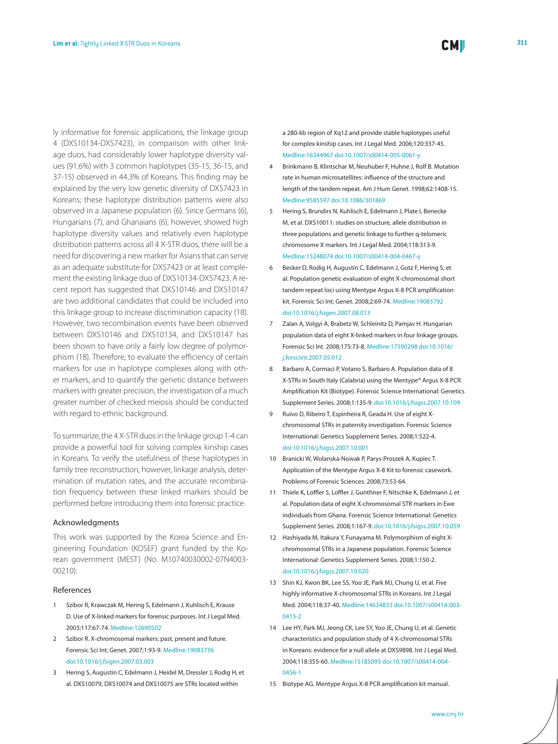ly informative for forensic applications, the linkage group 4 (DXS10134-DXS7423), in comparison with other linkage duos, had considerably lower haplotype diversity values (91.6%) with 3 common haplotypes (35-15, 36-15, and 37-15) observed in 44.3% of Koreans. This finding may be explained by the very low genetic diversity of DXS7423 in Koreans; these haplotype distribution patterns were also observed in a Japanese population (6). Since Germans (6), Hungarians (7), and Ghanaians (6), however, showed high haplotype diversity values and relatively even haplotype distribution patterns across all 4 X-STR duos, there will be a need for discovering a new marker for Asians that can serve as an adequate substitute for DXS7423 or at least complement the existing linkage duo of DXS10134-DXS7423. A recent report has suggested that DXS10146 and DXS10147 are two additional candidates that could be included into this linkage group to increase discrimination capacity (18). However, two recombination events have been observed between DXS10146 and DXS10134, and DXS10147 has been shown to have only a fairly low degree of polymorphism (18). Therefore, to evaluate the efficiency of certain markers for use in haplotype complexes along with other markers, and to quantify the genetic distance between markers with greater precision, the investigation of a much greater number of checked meiosis should be conducted with regard to ethnic background.

To summarize, the 4 X-STR duos in the linkage group 1-4 can provide a powerful tool for solving complex kinship cases in Koreans. To verify the usefulness of these haplotypes in family tree reconstruction, however, linkage analysis, determination of mutation rates, and the accurate recombination frequency between these linked markers should be performed before introducing them into forensic practice.

## Acknowledgments

This work was supported by the Korea Science and Engineering Foundation (KOSEF) grant funded by the Korean government (MEST) (No. M10740030002-07N4003-00210).

## References

1. Szibor R, Krawczak M, Hering S, Edelmann J, Kuhlisch E, Krause D. Use of X-linked markers for forensic purposes. Int J Legal Med. 2003;117:67-74. Medline:12690502
2. Szibor R. X-chromosomal markers: past, present and future. Forensic Sci Int; Genet. 2007;1:93-9. Medline:19083736 doi:10.1016/j.fsigen.2007.03.003
3. Hering S, Augustin C, Edelmann J, Heidel M, Dressler J, Rodig H, et al. DXS10079, DXS10074 and DXS10075 are STRs located within a 280-kb region of Xq12 and provide stable haplotypes useful for complex kinship cases. Int J Legal Med. 2006;120:337-45. Medline:16344967 doi:10.1007/s00414-005-0061-y
4. Brinkmann B, Klintschar M, Neuhuber F, Huhne J, Rolf B. Mutation rate in human microsatellites: influence of the structure and length of the tandem repeat. Am J Hum Genet. 1998;62:1408-15. Medline:9585597 doi:10.1086/301869
5. Hering S, Brundirs N, Kuhlisch E, Edelmann J, Plate I, Benecke M, et al. DXS10011: studies on structure, allele distribution in three populations and genetic linkage to further q-telomeric chromosome X markers. Int J Legal Med. 2004;118:313-9. Medline:15248074 doi:10.1007/s00414-004-0467-y
6. Becker D, Rodig H, Augustin C, Edelmann J, Gotz F, Hering S, et al. Population genetic evaluation of eight X-chromosomal short tandem repeat loci using Mentype Argus X-8 PCR amplification kit. Forensic Sci Int; Genet. 2008;2:69-74. Medline:19083792 doi:10.1016/j.fsigen.2007.08.013
7. Zalan A, Volgyi A, Brabetz W, Schleinitz D, Pamjav H. Hungarian population data of eight X-linked markers in four linkage groups. Forensic Sci Int. 2008;175:73-8. Medline:17590298 doi:10.1016/j.forsciint.2007.05.012
8. Barbaro A, Cormaci P, Votano S, Barbaro A. Population data of 8 X-STRs in South Italy (Calabria) using the Mentype® Argus X-8 PCR Amplification Kit (Biotype). Forensic Science International: Genetics Supplement Series. 2008;1:135-9. doi:10.1016/j.fsigss.2007.10.109
9. Ruivo D, Ribeiro T, Espinheira R, Geada H. Use of eight X-chromosomal STRs in paternity investigation. Forensic Science International: Genetics Supplement Series. 2008;1:522-4. doi:10.1016/j.fsigss.2007.10.001
10. Branicki W, Wolanska-Nowak P, Parys-Proszek A, Kupiec T. Application of the Mentype Argus X-8 Kit to forensic casework. Problems of Forensic Sciences. 2008;73:53-64.
11. Thiele K, Loffler S, Loffler J, Gunthner F, Nitschke K, Edelmann J, et al. Population data of eight X-chromosomal STR markers in Ewe individuals from Ghana. Forensic Science International: Genetics Supplement Series. 2008;1:167-9. doi:10.1016/j.fsigss.2007.10.059
12. Hashiyada M, Itakura Y, Funayama M. Polymorphism of eight X-chromosomal STRs in a Japanese population. Forensic Science International: Genetics Supplement Series. 2008;1:150-2. doi:10.1016/j.fsigss.2007.10.020
13. Shin KJ, Kwon BK, Lee SS, Yoo JE, Park MJ, Chung U, et al. Five highly informative X-chromosomal STRs in Koreans. Int J Legal Med. 2004;118:37-40. Medline:14634833 doi:10.1007/s00414-003-0415-2
14. Lee HY, Park MJ, Jeong CK, Lee SY, Yoo JE, Chung U, et al. Genetic characteristics and population study of 4 X-chromosomal STRs in Koreans: evidence for a null allele at DXS9898. Int J Legal Med. 2004;118:355-60. Medline:15185093 doi:10.1007/s00414-004-0456-1
15. Biotype AG. Mentype Argus X-8 PCR amplification kit manual.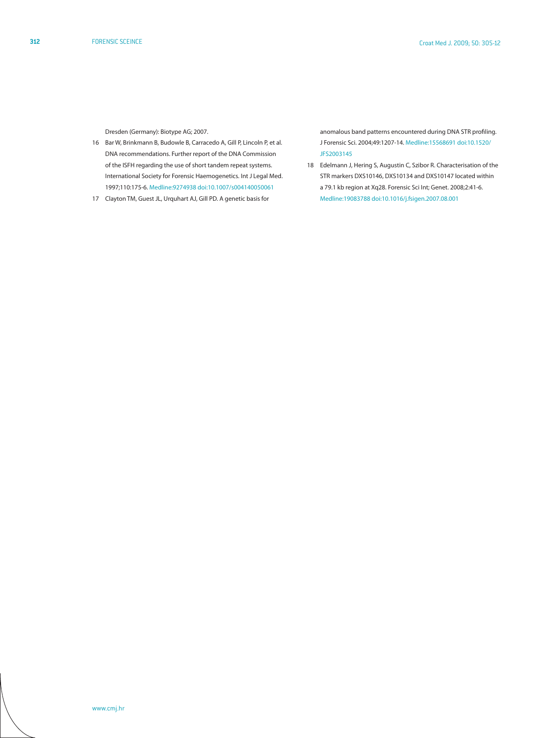Dresden (Germany): Biotype AG; 2007.

16 Bar W, Brinkmann B, Budowle B, Carracedo A, Gill P, Lincoln P, et al. DNA recommendations. Further report of the DNA Commission of the ISFH regarding the use of short tandem repeat systems. International Society for Forensic Haemogenetics. Int J Legal Med. 1997;110:175-6. Medline:9274938 doi:10.1007/s004140050061

17 Clayton TM, Guest JL, Urquhart AJ, Gill PD. A genetic basis for anomalous band patterns encountered during DNA STR profiling. J Forensic Sci. 2004;49:1207-14. Medline:15568691 doi:10.1520/JFS2003145

18 Edelmann J, Hering S, Augustin C, Szibor R. Characterisation of the STR markers DXS10146, DXS10134 and DXS10147 located within a 79.1 kb region at Xq28. Forensic Sci Int; Genet. 2008;2:41-6. Medline:19083788 doi:10.1016/j.fsigen.2007.08.001